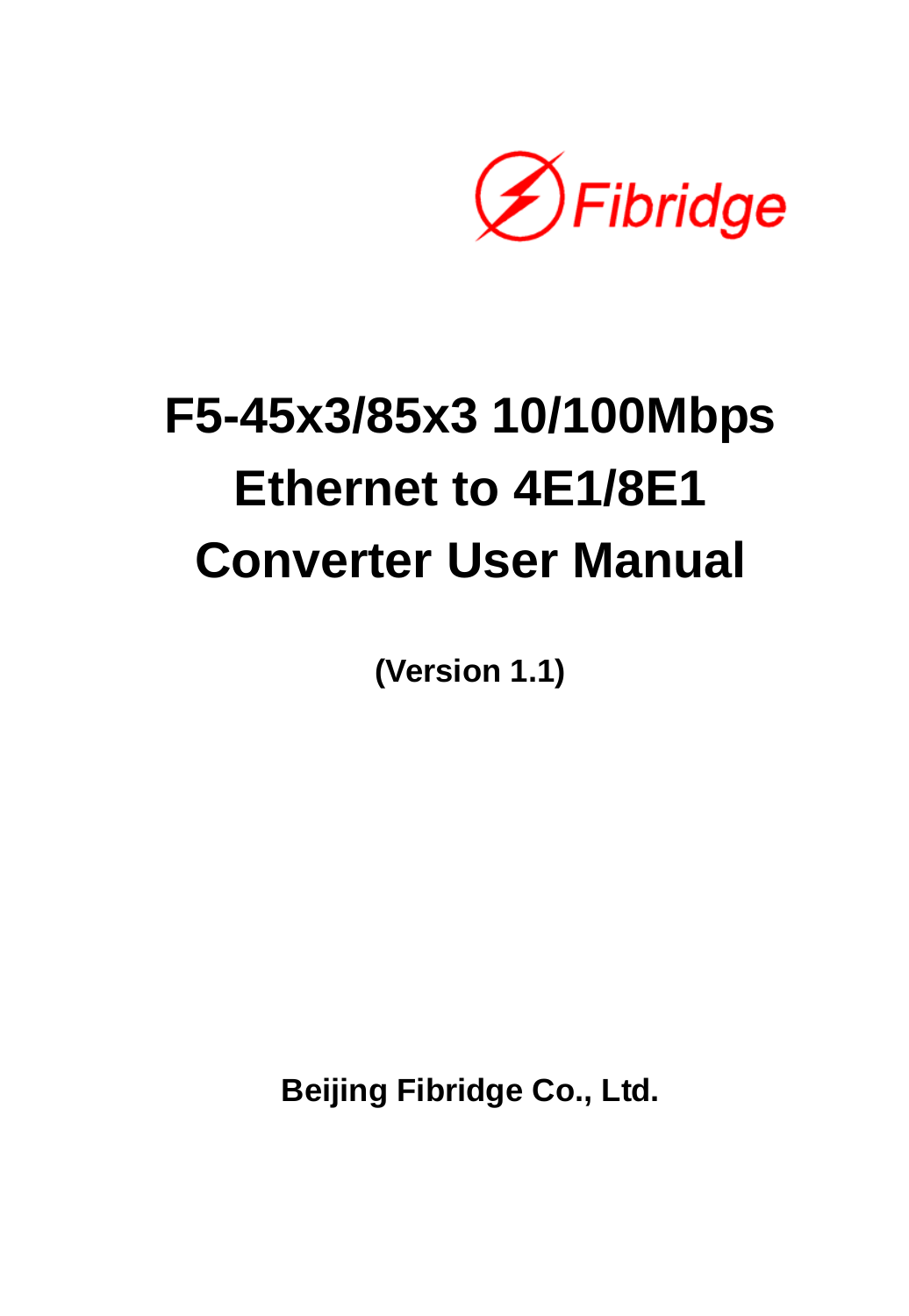Fibridge

# F5-45x3/85x3 10/100Mbps Ethernet to 4E1/8E1 Converter User Manual

**(Version 1.1)**

**Beijing Fibridge Co., Ltd.**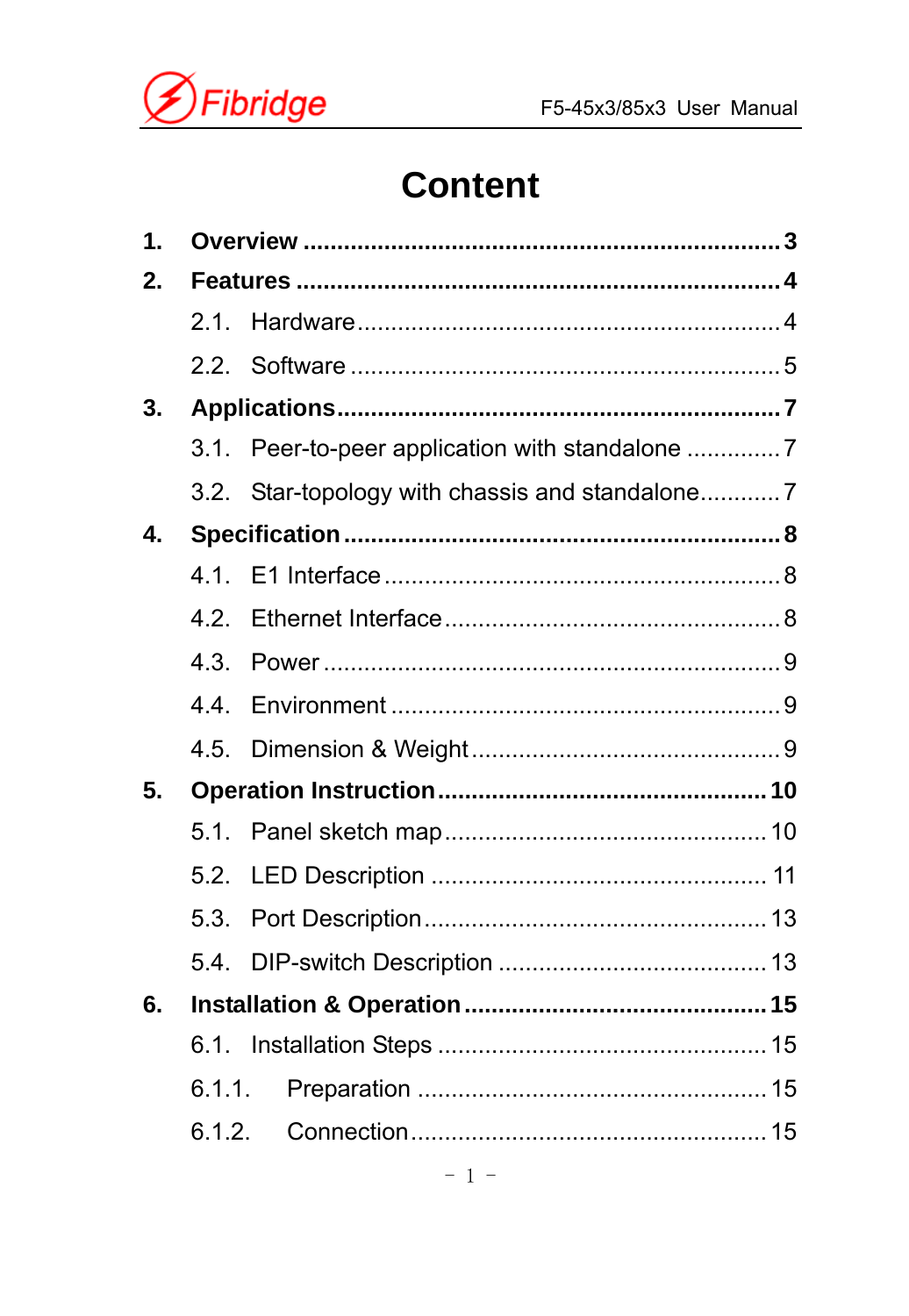# Content

**1. Overview ........................................................................ 3**

**2. Features ........................................................................ 4**

2.1. Hardware ........................................................................ 4

2.2. Software ........................................................................ 5

**3. Applications ........................................................................ 7**

3.1. Peer-to-peer application with standalone .............. 7

3.2. Star-topology with chassis and standalone ............ 7

**4. Specification ........................................................................ 8**

4.1. E1 Interface ........................................................................ 8

4.2. Ethernet Interface ........................................................................ 8

4.3. Power ........................................................................ 9

4.4. Environment ........................................................................ 9

4.5. Dimension & Weight ........................................................................ 9

**5. Operation Instruction ........................................................................ 10**

5.1. Panel sketch map ........................................................................ 10

5.2. LED Description ........................................................................ 11

5.3. Port Description ........................................................................ 13

5.4. DIP-switch Description ........................................................................ 13

**6. Installation & Operation ........................................................................ 15**

6.1. Installation Steps ........................................................................ 15

6.1.1. Preparation ........................................................................ 15

6.1.2. Connection ........................................................................ 15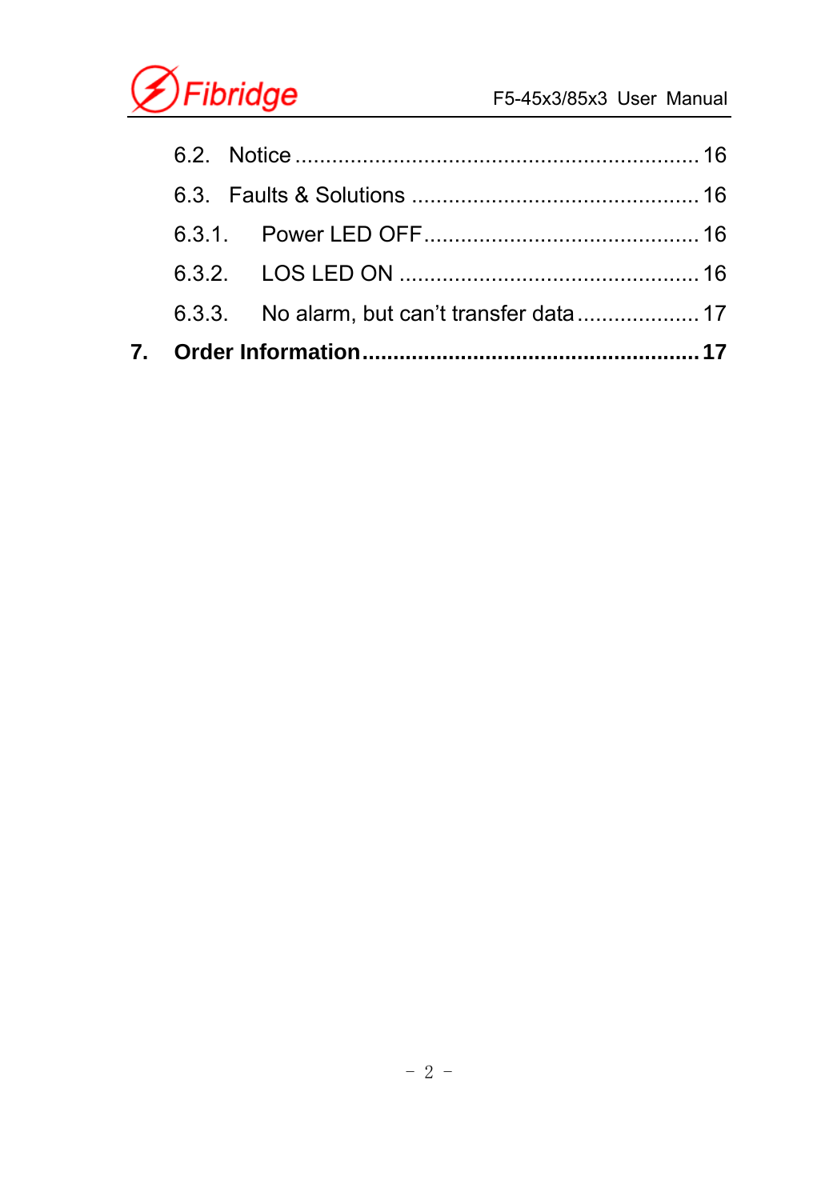6.2. Notice ................................................................. 16

6.3. Faults & Solutions ............................................... 16

6.3.1. Power LED OFF ............................................ 16

6.3.2. LOS LED ON ................................................ 16

6.3.3. No alarm, but can't transfer data .................... 17

**7. Order Information ...................................................... 17**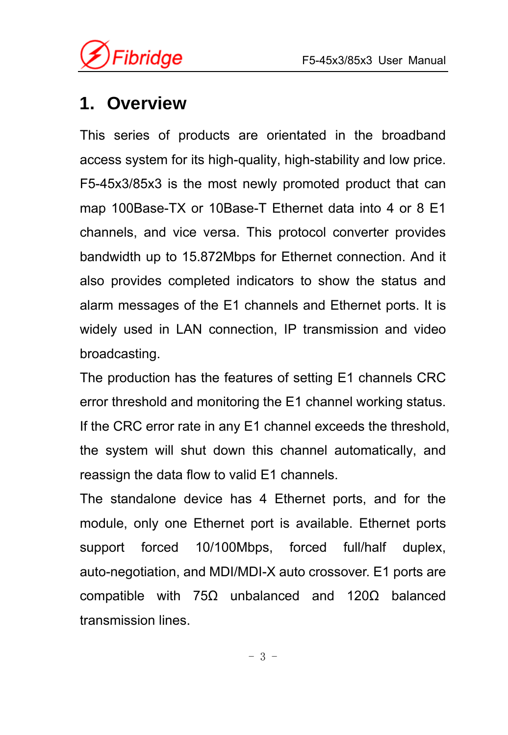# 1. Overview

This series of products are orientated in the broadband access system for its high-quality, high-stability and low price. F5-45x3/85x3 is the most newly promoted product that can map 100Base-TX or 10Base-T Ethernet data into 4 or 8 E1 channels, and vice versa. This protocol converter provides bandwidth up to 15.872Mbps for Ethernet connection. And it also provides completed indicators to show the status and alarm messages of the E1 channels and Ethernet ports. It is widely used in LAN connection, IP transmission and video broadcasting.

The production has the features of setting E1 channels CRC error threshold and monitoring the E1 channel working status. If the CRC error rate in any E1 channel exceeds the threshold, the system will shut down this channel automatically, and reassign the data flow to valid E1 channels.

The standalone device has 4 Ethernet ports, and for the module, only one Ethernet port is available. Ethernet ports support forced 10/100Mbps, forced full/half duplex, auto-negotiation, and MDI/MDI-X auto crossover. E1 ports are compatible with 75Ω unbalanced and 120Ω balanced transmission lines.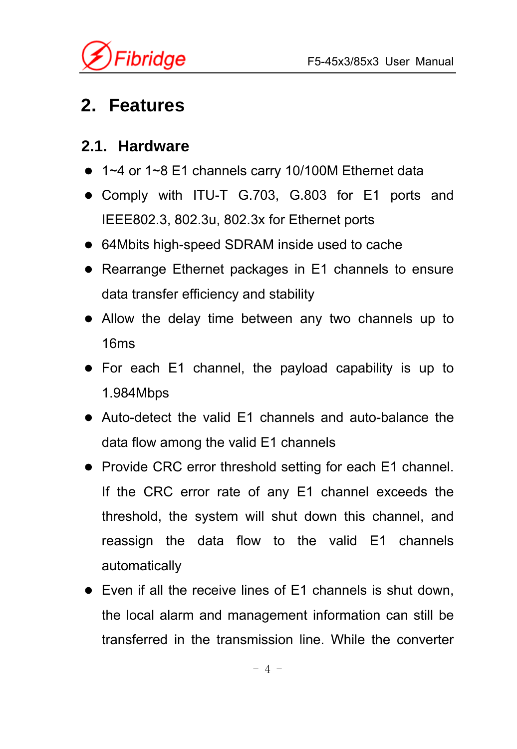# 2. Features

## 2.1. Hardware

- 1~4 or 1~8 E1 channels carry 10/100M Ethernet data
- Comply with ITU-T G.703, G.803 for E1 ports and IEEE802.3, 802.3u, 802.3x for Ethernet ports
- 64Mbits high-speed SDRAM inside used to cache
- Rearrange Ethernet packages in E1 channels to ensure data transfer efficiency and stability
- Allow the delay time between any two channels up to 16ms
- For each E1 channel, the payload capability is up to 1.984Mbps
- Auto-detect the valid E1 channels and auto-balance the data flow among the valid E1 channels
- Provide CRC error threshold setting for each E1 channel. If the CRC error rate of any E1 channel exceeds the threshold, the system will shut down this channel, and reassign the data flow to the valid E1 channels automatically
- Even if all the receive lines of E1 channels is shut down, the local alarm and management information can still be transferred in the transmission line. While the converter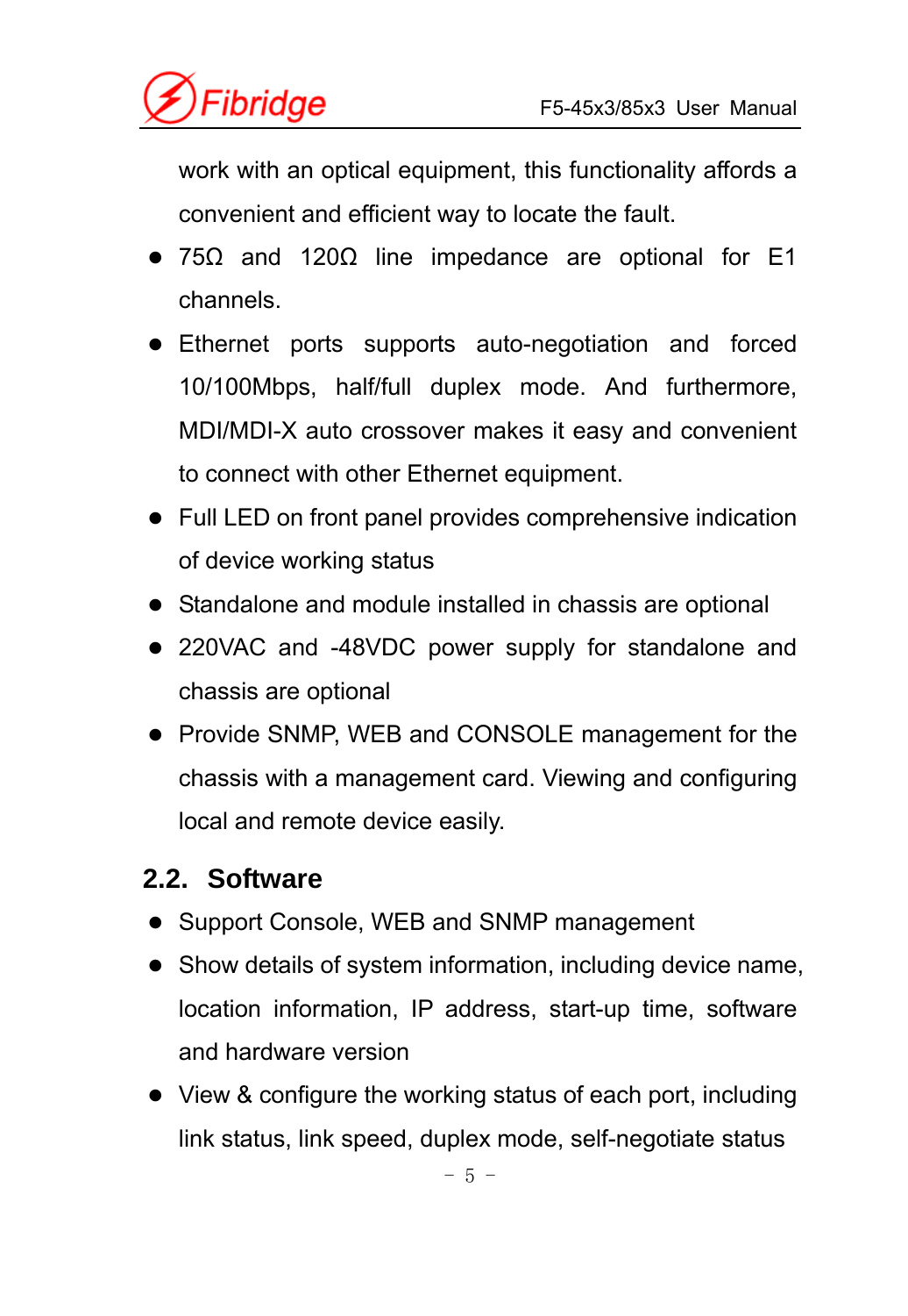work with an optical equipment, this functionality affords a convenient and efficient way to locate the fault.

- 75Ω and 120Ω line impedance are optional for E1 channels.
- Ethernet ports supports auto-negotiation and forced 10/100Mbps, half/full duplex mode. And furthermore, MDI/MDI-X auto crossover makes it easy and convenient to connect with other Ethernet equipment.
- Full LED on front panel provides comprehensive indication of device working status
- Standalone and module installed in chassis are optional
- 220VAC and -48VDC power supply for standalone and chassis are optional
- Provide SNMP, WEB and CONSOLE management for the chassis with a management card. Viewing and configuring local and remote device easily.

## 2.2. Software

- Support Console, WEB and SNMP management
- Show details of system information, including device name, location information, IP address, start-up time, software and hardware version
- View & configure the working status of each port, including link status, link speed, duplex mode, self-negotiate status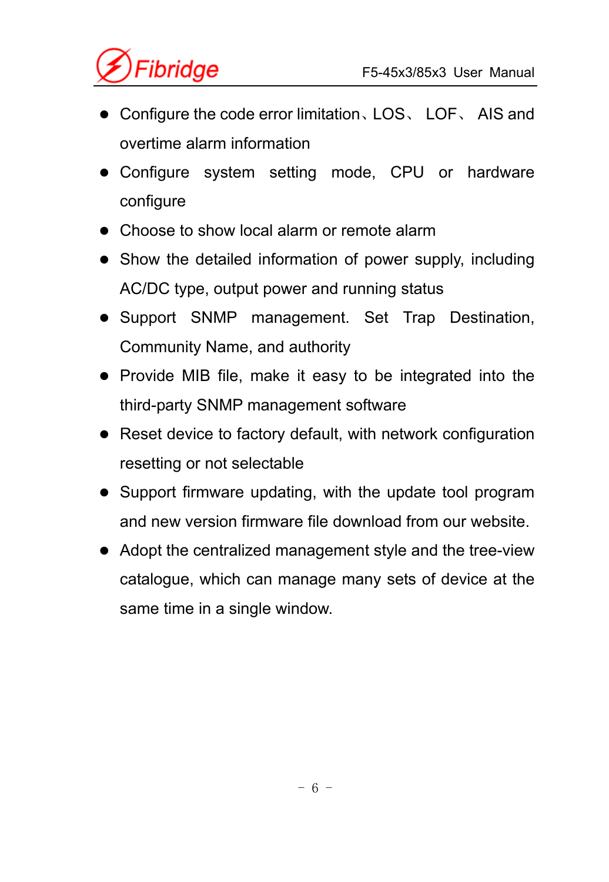- Configure the code error limitation、LOS、 LOF、 AIS and overtime alarm information
- Configure system setting mode, CPU or hardware configure
- Choose to show local alarm or remote alarm
- Show the detailed information of power supply, including AC/DC type, output power and running status
- Support SNMP management. Set Trap Destination, Community Name, and authority
- Provide MIB file, make it easy to be integrated into the third-party SNMP management software
- Reset device to factory default, with network configuration resetting or not selectable
- Support firmware updating, with the update tool program and new version firmware file download from our website.
- Adopt the centralized management style and the tree-view catalogue, which can manage many sets of device at the same time in a single window.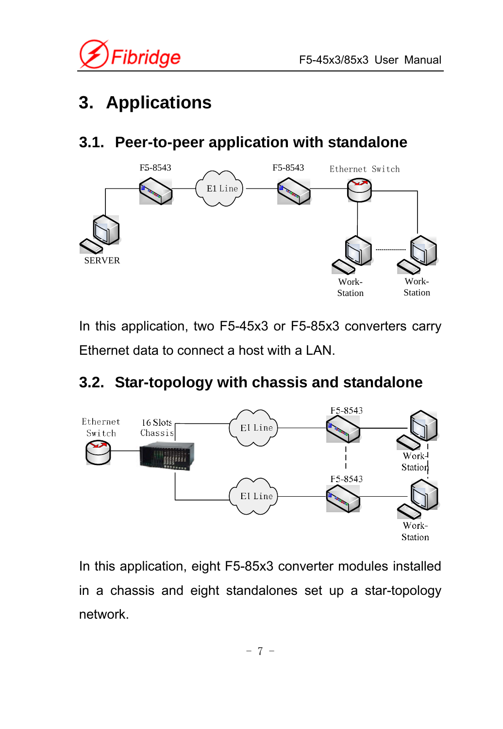# 3. Applications

## 3.1. Peer-to-peer application with standalone

In this application, two F5-45x3 or F5-85x3 converters carry Ethernet data to connect a host with a LAN.

## 3.2. Star-topology with chassis and standalone

In this application, eight F5-85x3 converter modules installed in a chassis and eight standalones set up a star-topology network.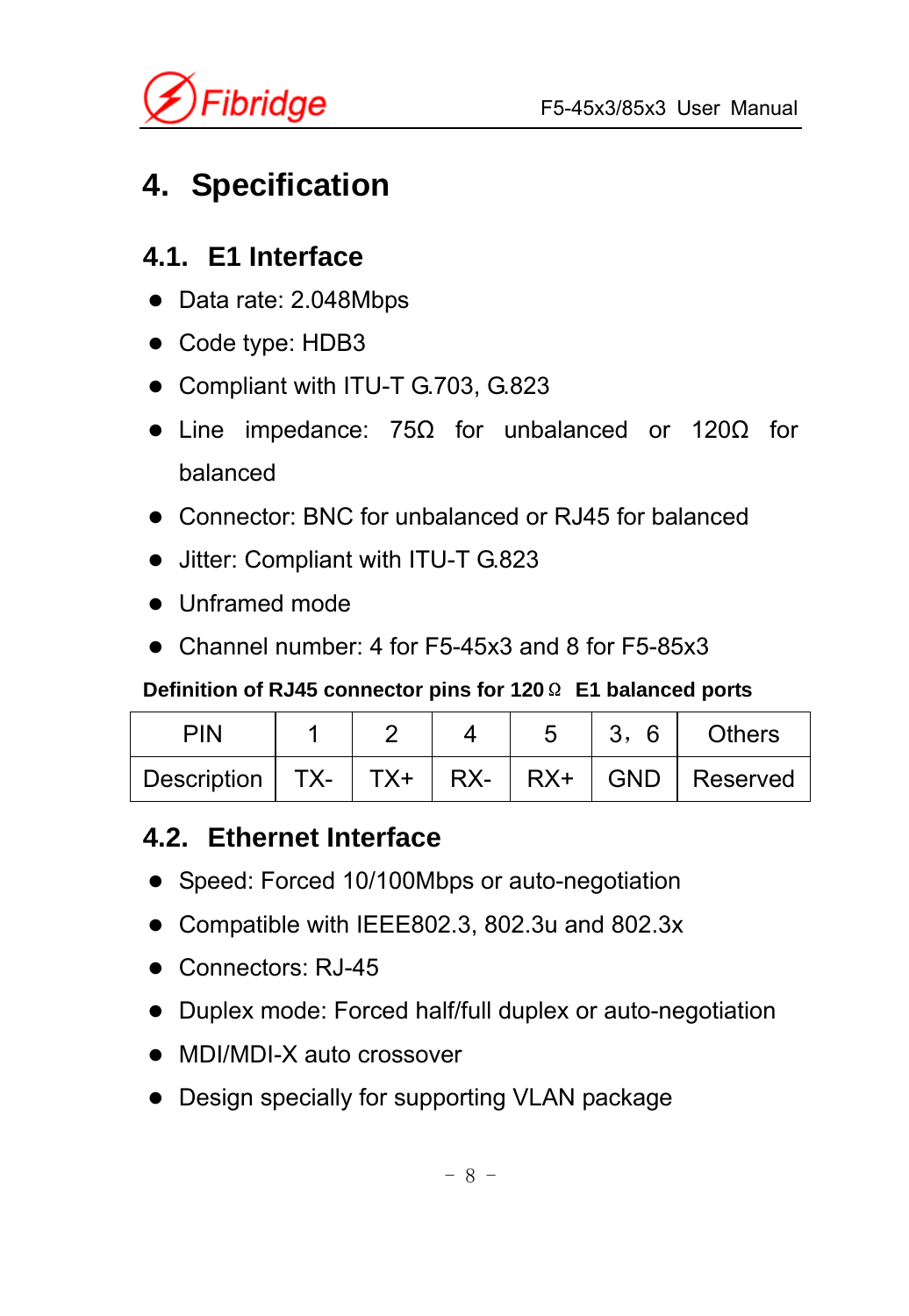# 4. Specification

## 4.1. E1 Interface

- Data rate: 2.048Mbps
- Code type: HDB3
- Compliant with ITU-T G.703, G.823
- Line impedance: 75Ω for unbalanced or 120Ω for balanced
- Connector: BNC for unbalanced or RJ45 for balanced
- Jitter: Compliant with ITU-T G.823
- Unframed mode
- Channel number: 4 for F5-45x3 and 8 for F5-85x3

**Definition of RJ45 connector pins for 120Ω E1 balanced ports**

| PIN | 1 | 2 | 4 | 5 | 3，6 | Others |
|---|---|---|---|---|---|---|
| Description | TX- | TX+ | RX- | RX+ | GND | Reserved |

## 4.2. Ethernet Interface

- Speed: Forced 10/100Mbps or auto-negotiation
- Compatible with IEEE802.3, 802.3u and 802.3x
- Connectors: RJ-45
- Duplex mode: Forced half/full duplex or auto-negotiation
- MDI/MDI-X auto crossover
- Design specially for supporting VLAN package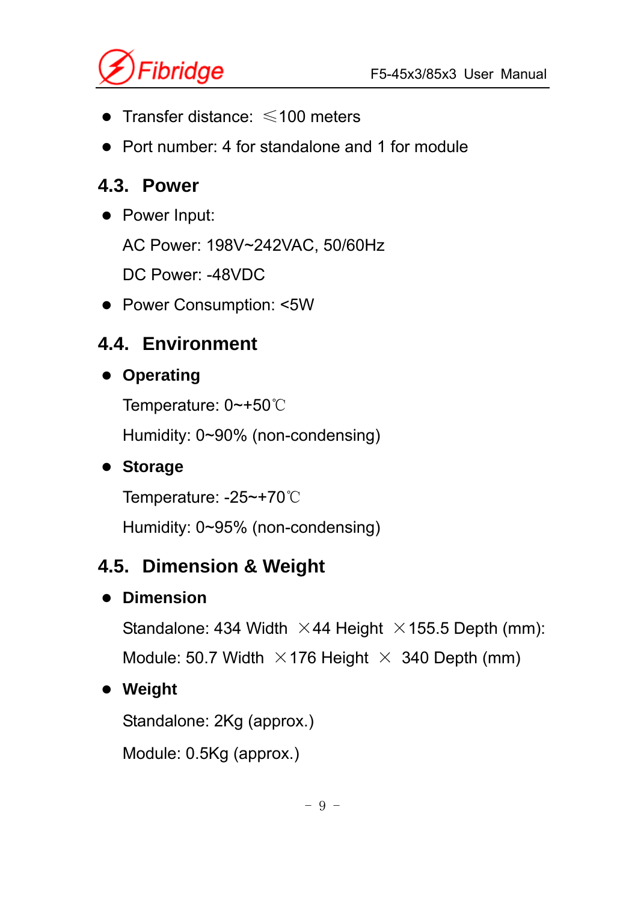- Transfer distance: ≤100 meters
- Port number: 4 for standalone and 1 for module

## 4.3. Power

- Power Input:

  AC Power: 198V~242VAC, 50/60Hz

  DC Power: -48VDC

- Power Consumption: <5W

## 4.4. Environment

- **Operating**

  Temperature: 0~+50℃

  Humidity: 0~90% (non-condensing)

- **Storage**

  Temperature: -25~+70℃

  Humidity: 0~95% (non-condensing)

## 4.5. Dimension & Weight

- **Dimension**

  Standalone: 434 Width ×44 Height ×155.5 Depth (mm):

  Module: 50.7 Width ×176 Height × 340 Depth (mm)

- **Weight**

  Standalone: 2Kg (approx.)

  Module: 0.5Kg (approx.)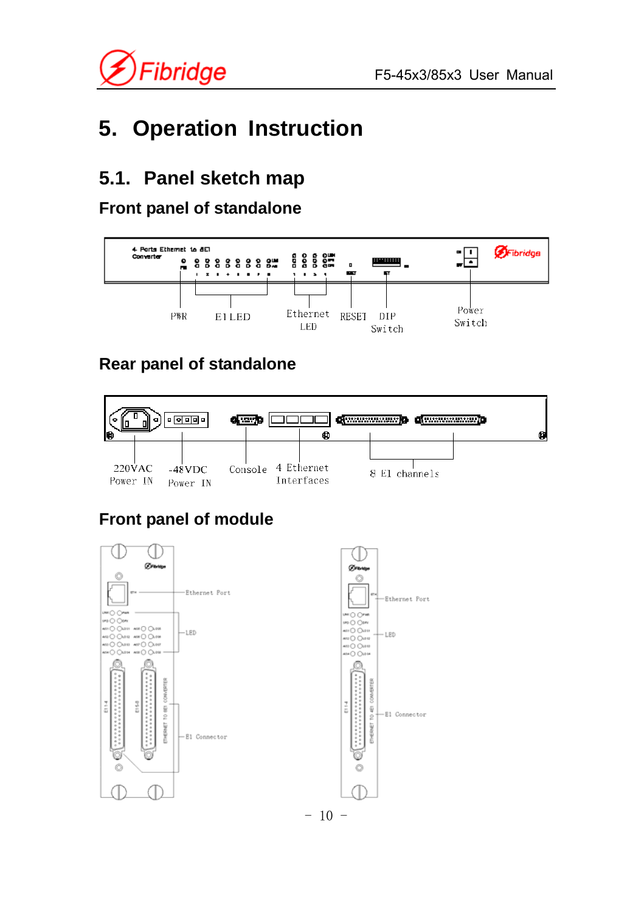# 5. Operation Instruction

## 5.1. Panel sketch map

### Front panel of standalone

4 Ports Ethernet to 8E1 Converter

PWR  E1 LED  Ethernet LED  RESET  DIP Switch  Power Switch

### Rear panel of standalone

220VAC Power IN  -48VDC Power IN  Console  4 Ethernet Interfaces  8 E1 channels

### Front panel of module

Ethernet Port

LED

E1 Connector

Ethernet Port

LED

E1 Connector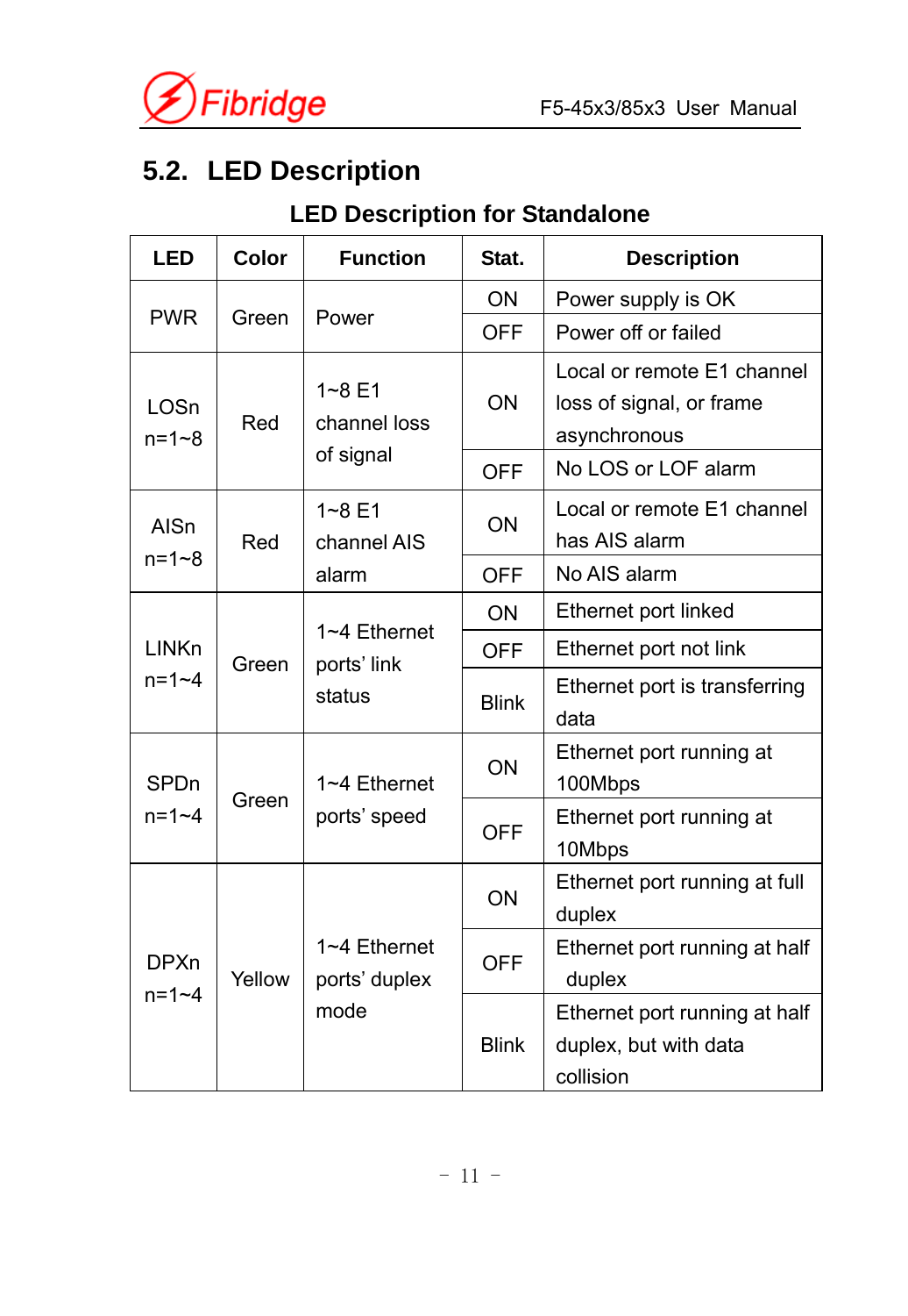## 5.2. LED Description

**LED Description for Standalone**

| LED | Color | Function | Stat. | Description |
|---|---|---|---|---|
| PWR | Green | Power | ON | Power supply is OK |
| | | | OFF | Power off or failed |
| LOSn n=1~8 | Red | 1~8 E1 channel loss of signal | ON | Local or remote E1 channel loss of signal, or frame asynchronous |
| | | | OFF | No LOS or LOF alarm |
| AISn n=1~8 | Red | 1~8 E1 channel AIS alarm | ON | Local or remote E1 channel has AIS alarm |
| | | | OFF | No AIS alarm |
| LINKn n=1~4 | Green | 1~4 Ethernet ports' link status | ON | Ethernet port linked |
| | | | OFF | Ethernet port not link |
| | | | Blink | Ethernet port is transferring data |
| SPDn n=1~4 | Green | 1~4 Ethernet ports' speed | ON | Ethernet port running at 100Mbps |
| | | | OFF | Ethernet port running at 10Mbps |
| DPXn n=1~4 | Yellow | 1~4 Ethernet ports' duplex mode | ON | Ethernet port running at full duplex |
| | | | OFF | Ethernet port running at half duplex |
| | | | Blink | Ethernet port running at half duplex, but with data collision |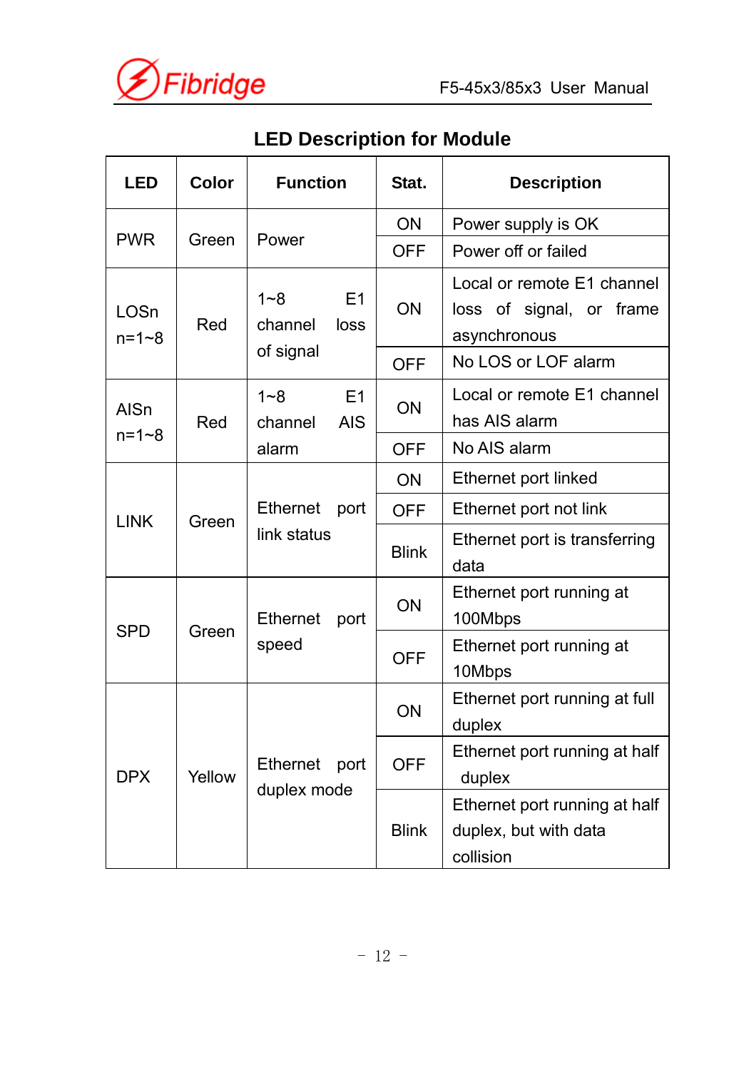### LED Description for Module

| LED | Color | Function | Stat. | Description |
|---|---|---|---|---|
| PWR | Green | Power | ON | Power supply is OK |
| | | | OFF | Power off or failed |
| LOSn n=1~8 | Red | 1~8 E1 channel loss of signal | ON | Local or remote E1 channel loss of signal, or frame asynchronous |
| | | | OFF | No LOS or LOF alarm |
| AISn n=1~8 | Red | 1~8 E1 channel AIS alarm | ON | Local or remote E1 channel has AIS alarm |
| | | | OFF | No AIS alarm |
| LINK | Green | Ethernet port link status | ON | Ethernet port linked |
| | | | OFF | Ethernet port not link |
| | | | Blink | Ethernet port is transferring data |
| SPD | Green | Ethernet port speed | ON | Ethernet port running at 100Mbps |
| | | | OFF | Ethernet port running at 10Mbps |
| DPX | Yellow | Ethernet port duplex mode | ON | Ethernet port running at full duplex |
| | | | OFF | Ethernet port running at half duplex |
| | | | Blink | Ethernet port running at half duplex, but with data collision |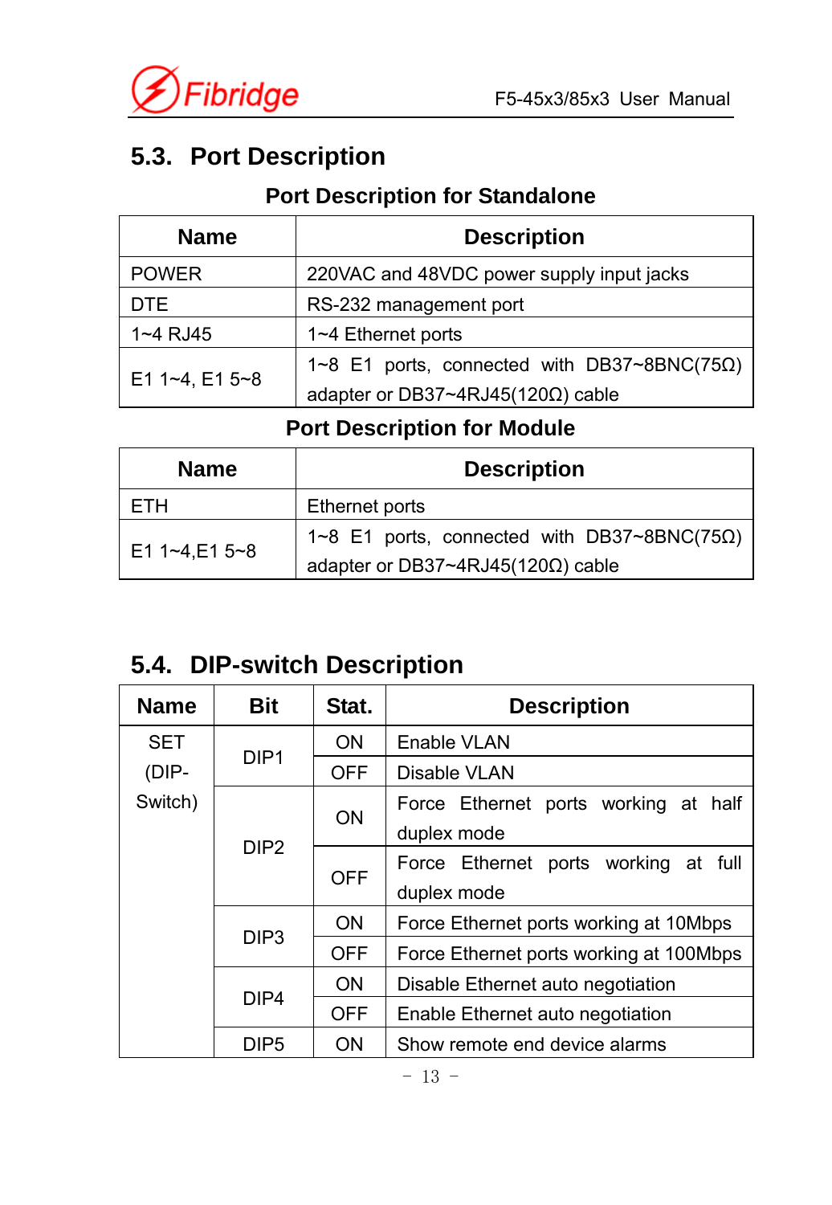## 5.3. Port Description

**Port Description for Standalone**

| Name | Description |
|---|---|
| POWER | 220VAC and 48VDC power supply input jacks |
| DTE | RS-232 management port |
| 1~4 RJ45 | 1~4 Ethernet ports |
| E1 1~4, E1 5~8 | 1~8 E1 ports, connected with DB37~8BNC(75Ω) adapter or DB37~4RJ45(120Ω) cable |

**Port Description for Module**

| Name | Description |
|---|---|
| ETH | Ethernet ports |
| E1 1~4,E1 5~8 | 1~8 E1 ports, connected with DB37~8BNC(75Ω) adapter or DB37~4RJ45(120Ω) cable |

## 5.4. DIP-switch Description

| Name | Bit | Stat. | Description |
|---|---|---|---|
| SET (DIP-Switch) | DIP1 | ON | Enable VLAN |
| | | OFF | Disable VLAN |
| | DIP2 | ON | Force Ethernet ports working at half duplex mode |
| | | OFF | Force Ethernet ports working at full duplex mode |
| | DIP3 | ON | Force Ethernet ports working at 10Mbps |
| | | OFF | Force Ethernet ports working at 100Mbps |
| | DIP4 | ON | Disable Ethernet auto negotiation |
| | | OFF | Enable Ethernet auto negotiation |
| | DIP5 | ON | Show remote end device alarms |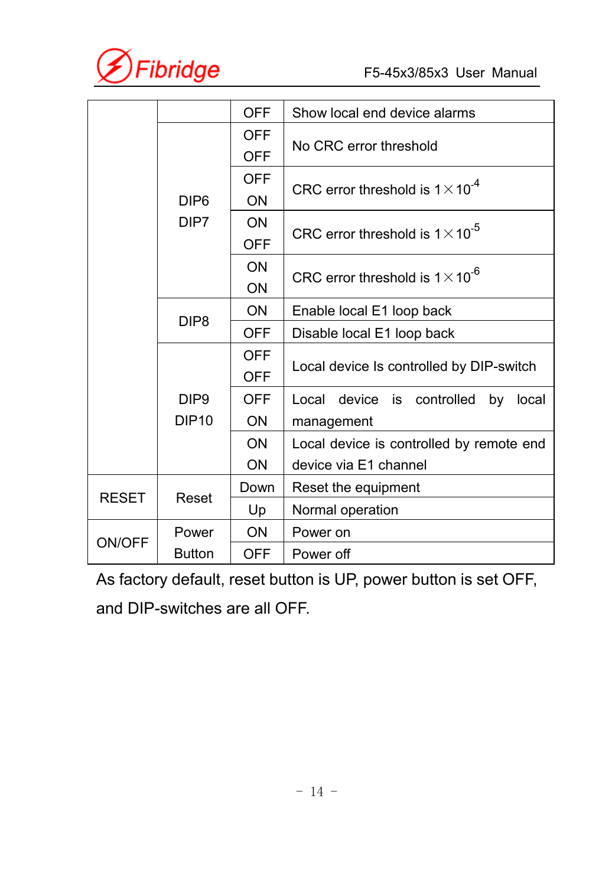| | | | |
|---|---|---|---|
| | | OFF | Show local end device alarms |
| | DIP6 DIP7 | OFF OFF | No CRC error threshold |
| | | OFF ON | CRC error threshold is $1\times10^{-4}$ |
| | | ON OFF | CRC error threshold is $1\times10^{-5}$ |
| | | ON ON | CRC error threshold is $1\times10^{-6}$ |
| | DIP8 | ON | Enable local E1 loop back |
| | | OFF | Disable local E1 loop back |
| | DIP9 DIP10 | OFF OFF | Local device Is controlled by DIP-switch |
| | | OFF ON | Local device is controlled by local management |
| | | ON ON | Local device is controlled by remote end device via E1 channel |
| RESET | Reset | Down | Reset the equipment |
| | | Up | Normal operation |
| ON/OFF | Power Button | ON | Power on |
| | | OFF | Power off |

As factory default, reset button is UP, power button is set OFF, and DIP-switches are all OFF.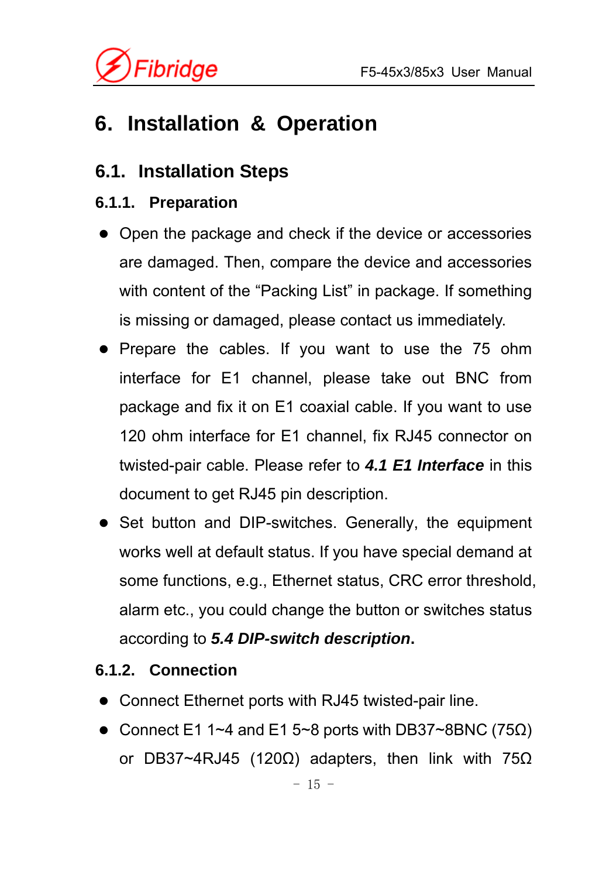# 6. Installation & Operation

## 6.1. Installation Steps

### 6.1.1. Preparation

- Open the package and check if the device or accessories are damaged. Then, compare the device and accessories with content of the "Packing List" in package. If something is missing or damaged, please contact us immediately.
- Prepare the cables. If you want to use the 75 ohm interface for E1 channel, please take out BNC from package and fix it on E1 coaxial cable. If you want to use 120 ohm interface for E1 channel, fix RJ45 connector on twisted-pair cable. Please refer to ***4.1 E1 Interface*** in this document to get RJ45 pin description.
- Set button and DIP-switches. Generally, the equipment works well at default status. If you have special demand at some functions, e.g., Ethernet status, CRC error threshold, alarm etc., you could change the button or switches status according to ***5.4 DIP-switch description*****.**

### 6.1.2. Connection

- Connect Ethernet ports with RJ45 twisted-pair line.
- Connect E1 1~4 and E1 5~8 ports with DB37~8BNC (75Ω) or DB37~4RJ45 (120Ω) adapters, then link with 75Ω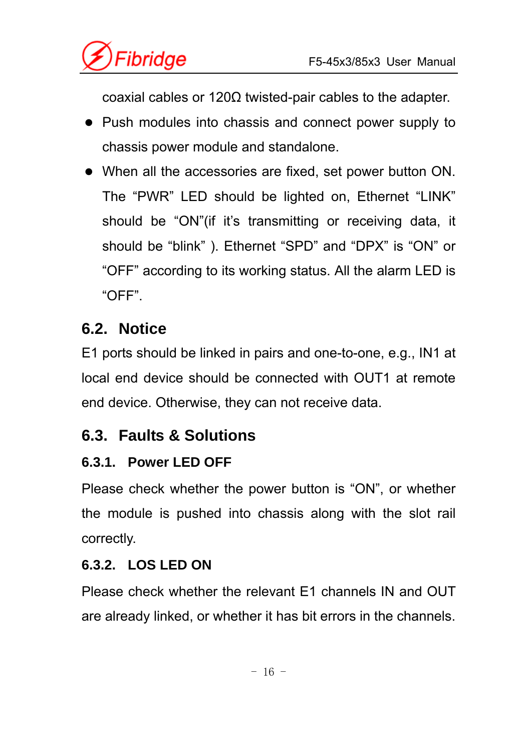coaxial cables or 120Ω twisted-pair cables to the adapter.

- Push modules into chassis and connect power supply to chassis power module and standalone.
- When all the accessories are fixed, set power button ON. The “PWR” LED should be lighted on, Ethernet “LINK” should be “ON”(if it’s transmitting or receiving data, it should be “blink” ). Ethernet “SPD” and “DPX” is “ON” or “OFF” according to its working status. All the alarm LED is “OFF”.

## 6.2. Notice

E1 ports should be linked in pairs and one-to-one, e.g., IN1 at local end device should be connected with OUT1 at remote end device. Otherwise, they can not receive data.

## 6.3. Faults & Solutions

### 6.3.1. Power LED OFF

Please check whether the power button is “ON”, or whether the module is pushed into chassis along with the slot rail correctly.

### 6.3.2. LOS LED ON

Please check whether the relevant E1 channels IN and OUT are already linked, or whether it has bit errors in the channels.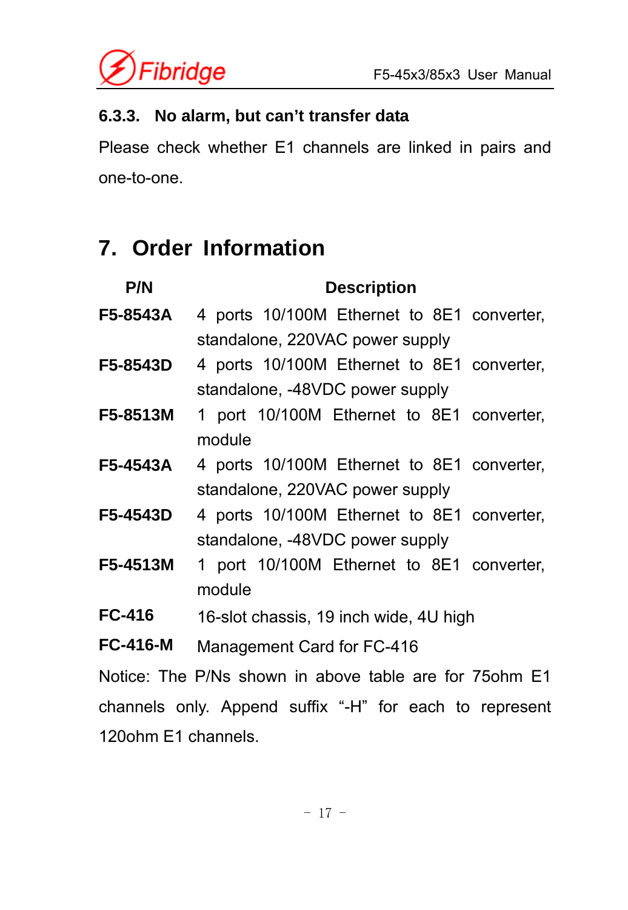### 6.3.3. No alarm, but can't transfer data

Please check whether E1 channels are linked in pairs and one-to-one.

# 7. Order Information

| P/N | Description |
| --- | --- |
| **F5-8543A** | 4 ports 10/100M Ethernet to 8E1 converter, standalone, 220VAC power supply |
| **F5-8543D** | 4 ports 10/100M Ethernet to 8E1 converter, standalone, -48VDC power supply |
| **F5-8513M** | 1 port 10/100M Ethernet to 8E1 converter, module |
| **F5-4543A** | 4 ports 10/100M Ethernet to 8E1 converter, standalone, 220VAC power supply |
| **F5-4543D** | 4 ports 10/100M Ethernet to 8E1 converter, standalone, -48VDC power supply |
| **F5-4513M** | 1 port 10/100M Ethernet to 8E1 converter, module |
| **FC-416** | 16-slot chassis, 19 inch wide, 4U high |
| **FC-416-M** | Management Card for FC-416 |

Notice: The P/Ns shown in above table are for 75ohm E1 channels only. Append suffix "-H" for each to represent 120ohm E1 channels.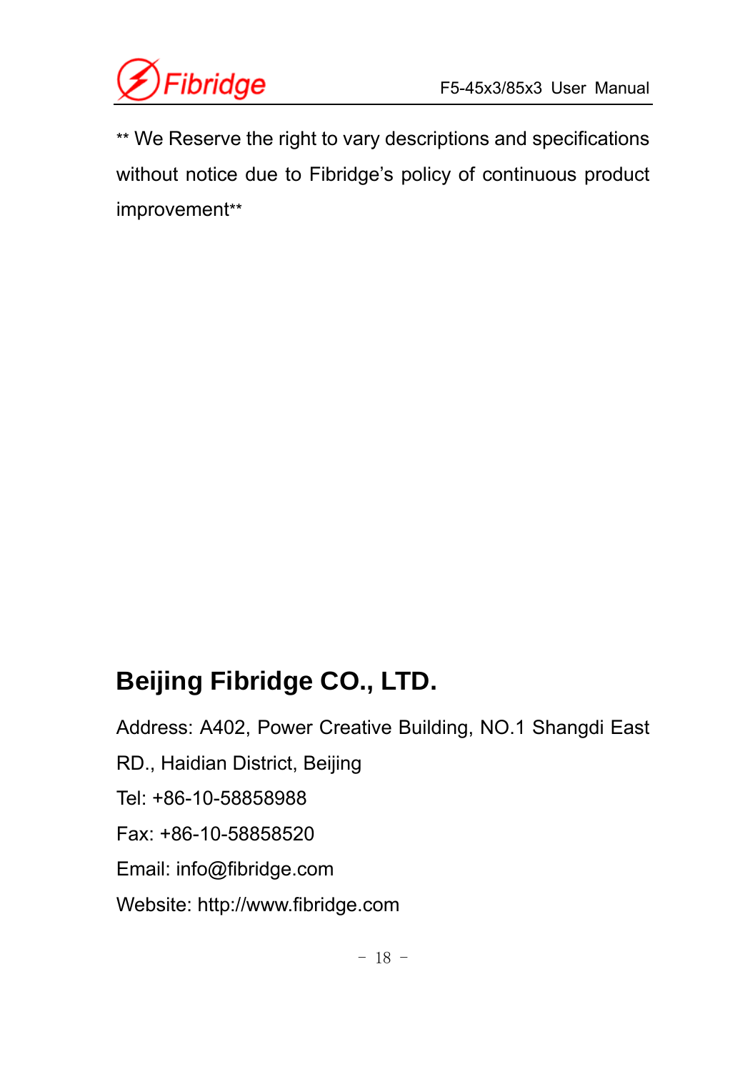** We Reserve the right to vary descriptions and specifications without notice due to Fibridge's policy of continuous product improvement**

## Beijing Fibridge CO., LTD.

Address: A402, Power Creative Building, NO.1 Shangdi East RD., Haidian District, Beijing

Tel: +86-10-58858988

Fax: +86-10-58858520

Email: info@fibridge.com

Website: http://www.fibridge.com